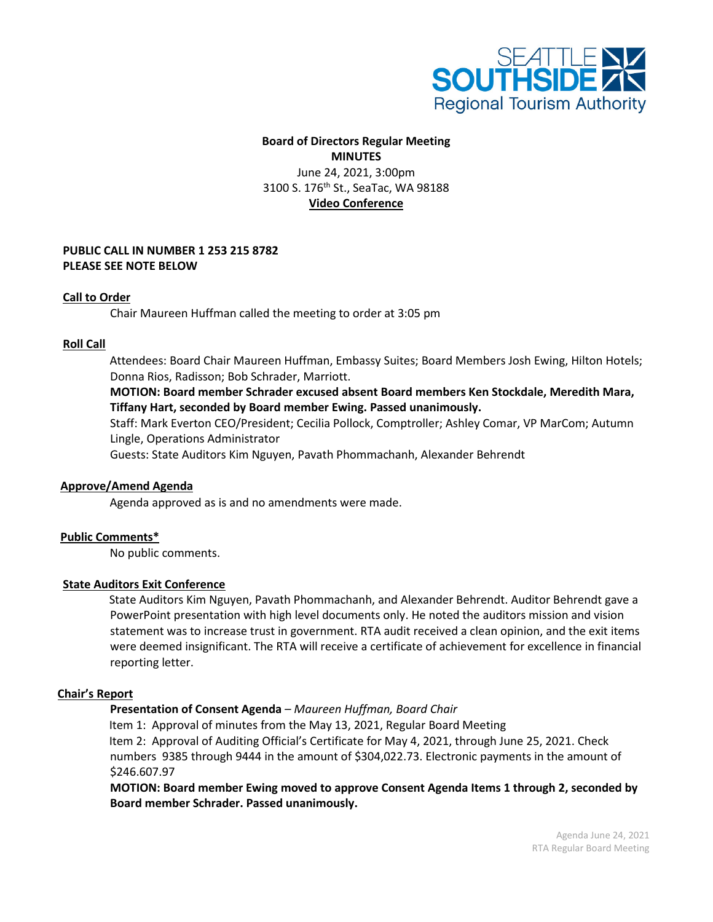**Board of Directors Regular Meeting**
**MINUTES**
June 24, 2021, 3:00pm
3100 S. 176th St., SeaTac, WA 98188
**Video Conference**

**PUBLIC CALL IN NUMBER 1 253 215 8782**
**PLEASE SEE NOTE BELOW**

**Call to Order**

Chair Maureen Huffman called the meeting to order at 3:05 pm

**Roll Call**

Attendees: Board Chair Maureen Huffman, Embassy Suites; Board Members Josh Ewing, Hilton Hotels; Donna Rios, Radisson; Bob Schrader, Marriott.

**MOTION: Board member Schrader excused absent Board members Ken Stockdale, Meredith Mara, Tiffany Hart, seconded by Board member Ewing. Passed unanimously.**

Staff: Mark Everton CEO/President; Cecilia Pollock, Comptroller; Ashley Comar, VP MarCom; Autumn Lingle, Operations Administrator

Guests: State Auditors Kim Nguyen, Pavath Phommachanh, Alexander Behrendt

**Approve/Amend Agenda**

Agenda approved as is and no amendments were made.

**Public Comments***

No public comments.

**State Auditors Exit Conference**

State Auditors Kim Nguyen, Pavath Phommachanh, and Alexander Behrendt. Auditor Behrendt gave a PowerPoint presentation with high level documents only. He noted the auditors mission and vision statement was to increase trust in government. RTA audit received a clean opinion, and the exit items were deemed insignificant. The RTA will receive a certificate of achievement for excellence in financial reporting letter.

**Chair's Report**

**Presentation of Consent Agenda** – *Maureen Huffman, Board Chair*

Item 1: Approval of minutes from the May 13, 2021, Regular Board Meeting

Item 2: Approval of Auditing Official's Certificate for May 4, 2021, through June 25, 2021. Check numbers 9385 through 9444 in the amount of $304,022.73. Electronic payments in the amount of $246.607.97

**MOTION: Board member Ewing moved to approve Consent Agenda Items 1 through 2, seconded by Board member Schrader. Passed unanimously.**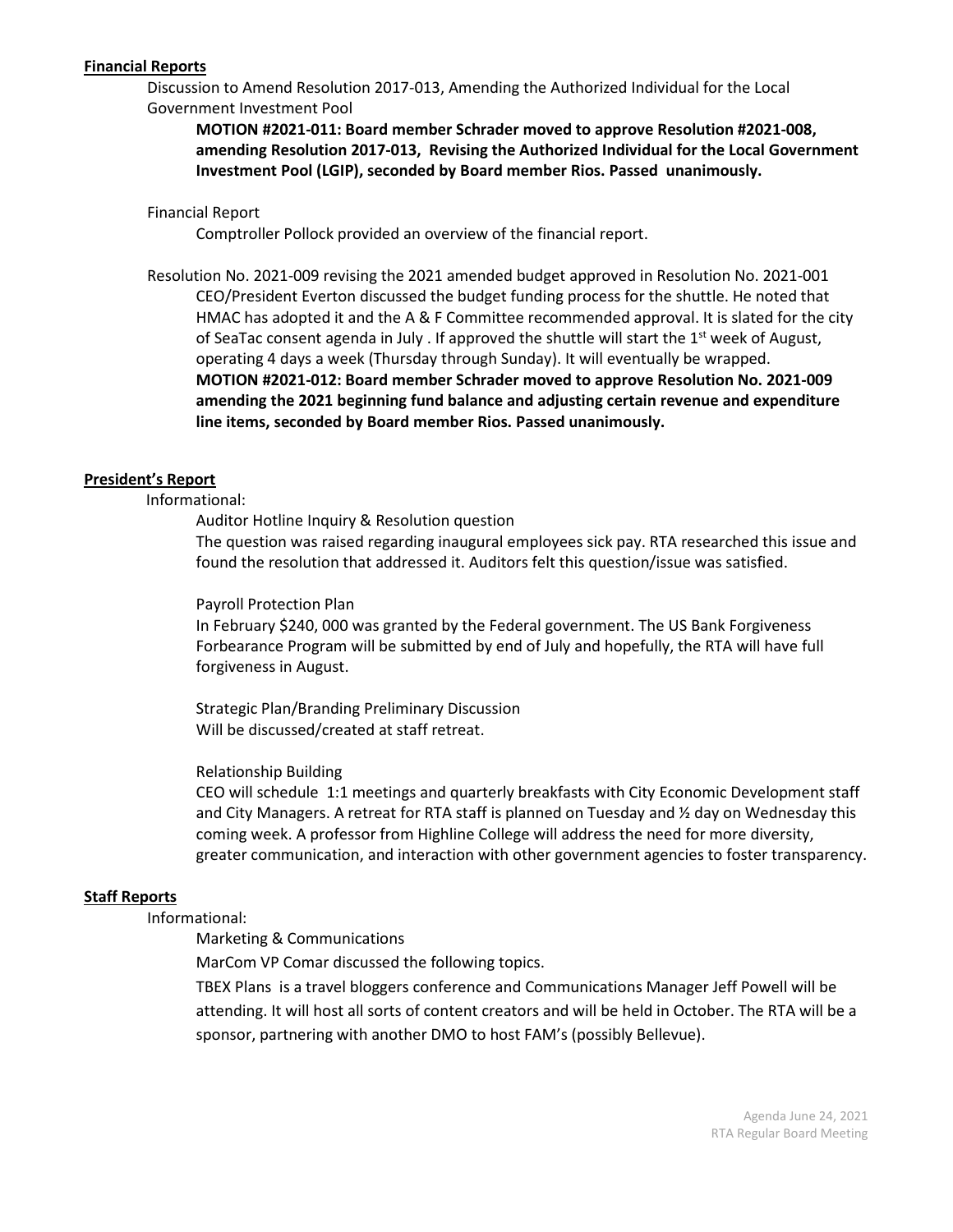**Financial Reports**

Discussion to Amend Resolution 2017-013, Amending the Authorized Individual for the Local Government Investment Pool

**MOTION #2021-011: Board member Schrader moved to approve Resolution #2021-008, amending Resolution 2017-013, Revising the Authorized Individual for the Local Government Investment Pool (LGIP), seconded by Board member Rios. Passed unanimously.**

Financial Report

Comptroller Pollock provided an overview of the financial report.

Resolution No. 2021-009 revising the 2021 amended budget approved in Resolution No. 2021-001

CEO/President Everton discussed the budget funding process for the shuttle. He noted that HMAC has adopted it and the A & F Committee recommended approval. It is slated for the city of SeaTac consent agenda in July . If approved the shuttle will start the 1st week of August, operating 4 days a week (Thursday through Sunday). It will eventually be wrapped.

**MOTION #2021-012: Board member Schrader moved to approve Resolution No. 2021-009 amending the 2021 beginning fund balance and adjusting certain revenue and expenditure line items, seconded by Board member Rios. Passed unanimously.**

**President's Report**

Informational:

Auditor Hotline Inquiry & Resolution question

The question was raised regarding inaugural employees sick pay. RTA researched this issue and found the resolution that addressed it. Auditors felt this question/issue was satisfied.

Payroll Protection Plan

In February $240, 000 was granted by the Federal government. The US Bank Forgiveness Forbearance Program will be submitted by end of July and hopefully, the RTA will have full forgiveness in August.

Strategic Plan/Branding Preliminary Discussion

Will be discussed/created at staff retreat.

Relationship Building

CEO will schedule 1:1 meetings and quarterly breakfasts with City Economic Development staff and City Managers. A retreat for RTA staff is planned on Tuesday and ½ day on Wednesday this coming week. A professor from Highline College will address the need for more diversity, greater communication, and interaction with other government agencies to foster transparency.

**Staff Reports**

Informational:

Marketing & Communications

MarCom VP Comar discussed the following topics.

TBEX Plans is a travel bloggers conference and Communications Manager Jeff Powell will be attending. It will host all sorts of content creators and will be held in October. The RTA will be a sponsor, partnering with another DMO to host FAM's (possibly Bellevue).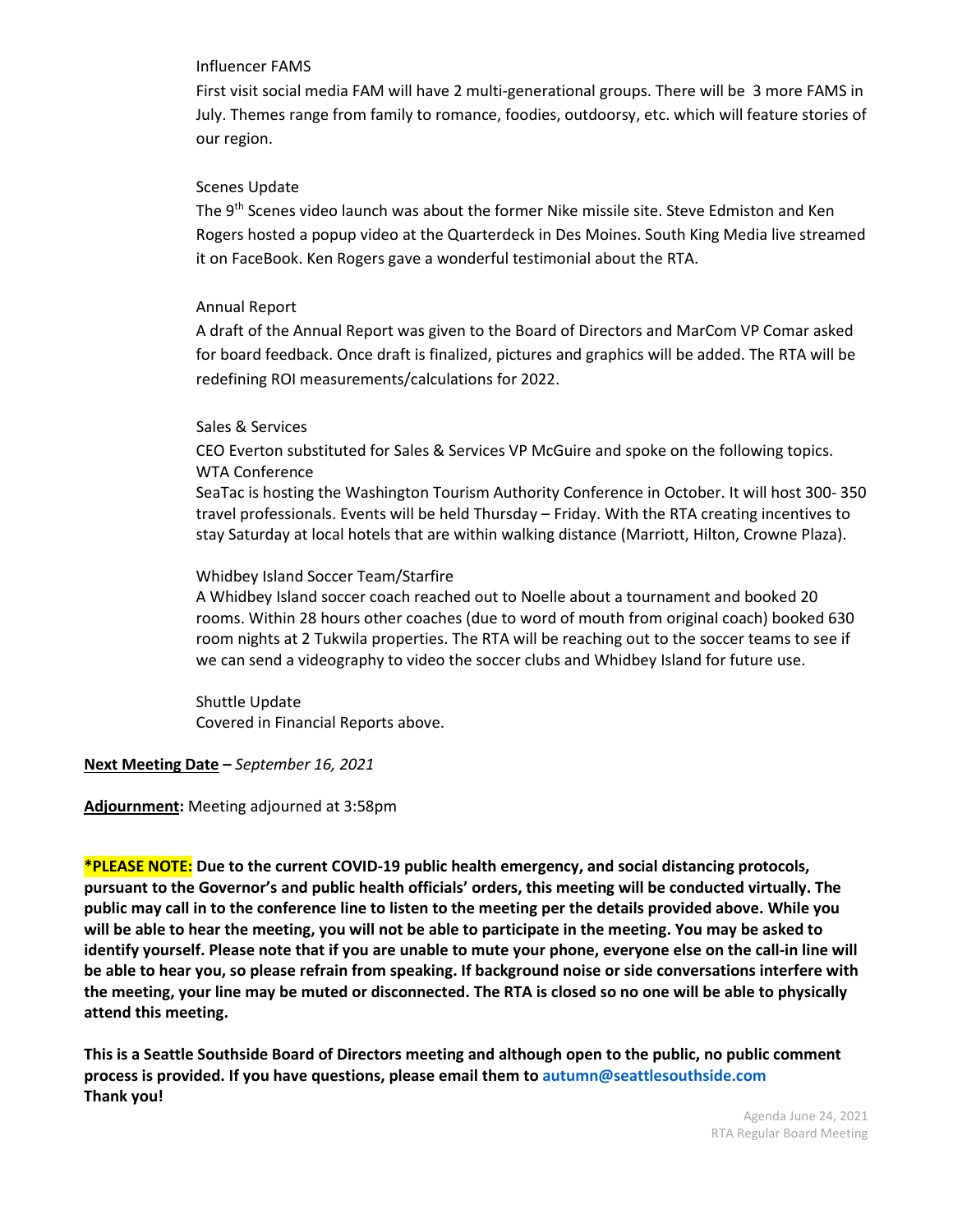Influencer FAMS

First visit social media FAM will have 2 multi-generational groups. There will be 3 more FAMS in July. Themes range from family to romance, foodies, outdoorsy, etc. which will feature stories of our region.

Scenes Update

The 9th Scenes video launch was about the former Nike missile site. Steve Edmiston and Ken Rogers hosted a popup video at the Quarterdeck in Des Moines. South King Media live streamed it on FaceBook. Ken Rogers gave a wonderful testimonial about the RTA.

Annual Report

A draft of the Annual Report was given to the Board of Directors and MarCom VP Comar asked for board feedback. Once draft is finalized, pictures and graphics will be added. The RTA will be redefining ROI measurements/calculations for 2022.

Sales & Services

CEO Everton substituted for Sales & Services VP McGuire and spoke on the following topics.

WTA Conference

SeaTac is hosting the Washington Tourism Authority Conference in October. It will host 300- 350 travel professionals. Events will be held Thursday – Friday. With the RTA creating incentives to stay Saturday at local hotels that are within walking distance (Marriott, Hilton, Crowne Plaza).

Whidbey Island Soccer Team/Starfire

A Whidbey Island soccer coach reached out to Noelle about a tournament and booked 20 rooms. Within 28 hours other coaches (due to word of mouth from original coach) booked 630 room nights at 2 Tukwila properties. The RTA will be reaching out to the soccer teams to see if we can send a videography to video the soccer clubs and Whidbey Island for future use.

Shuttle Update

Covered in Financial Reports above.

**Next Meeting Date** – *September 16, 2021*

**Adjournment:** Meeting adjourned at 3:58pm

**\*PLEASE NOTE: Due to the current COVID-19 public health emergency, and social distancing protocols, pursuant to the Governor's and public health officials' orders, this meeting will be conducted virtually. The public may call in to the conference line to listen to the meeting per the details provided above. While you will be able to hear the meeting, you will not be able to participate in the meeting. You may be asked to identify yourself. Please note that if you are unable to mute your phone, everyone else on the call-in line will be able to hear you, so please refrain from speaking. If background noise or side conversations interfere with the meeting, your line may be muted or disconnected. The RTA is closed so no one will be able to physically attend this meeting.**

**This is a Seattle Southside Board of Directors meeting and although open to the public, no public comment process is provided. If you have questions, please email them to autumn@seattlesouthside.com**
**Thank you!**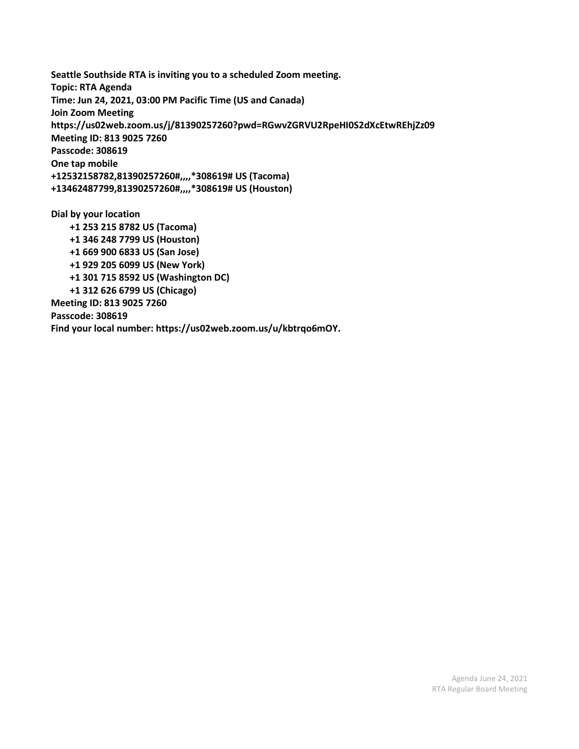**Seattle Southside RTA is inviting you to a scheduled Zoom meeting.**
**Topic: RTA Agenda**
**Time: Jun 24, 2021, 03:00 PM Pacific Time (US and Canada)**
**Join Zoom Meeting**
**https://us02web.zoom.us/j/81390257260?pwd=RGwvZGRVU2RpeHI0S2dXcEtwREhjZz09**
**Meeting ID: 813 9025 7260**
**Passcode: 308619**
**One tap mobile**
**+12532158782,81390257260#,,,,*308619# US (Tacoma)**
**+13462487799,81390257260#,,,,*308619# US (Houston)**

**Dial by your location**

- **+1 253 215 8782 US (Tacoma)**
- **+1 346 248 7799 US (Houston)**
- **+1 669 900 6833 US (San Jose)**
- **+1 929 205 6099 US (New York)**
- **+1 301 715 8592 US (Washington DC)**
- **+1 312 626 6799 US (Chicago)**

**Meeting ID: 813 9025 7260**
**Passcode: 308619**
**Find your local number: https://us02web.zoom.us/u/kbtrqo6mOY.**